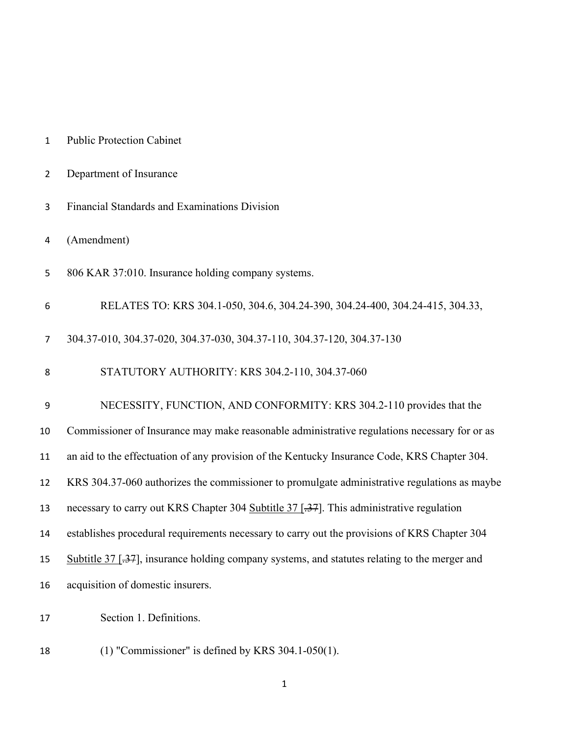Public Protection Cabinet

Department of Insurance

Financial Standards and Examinations Division

(Amendment)

806 KAR 37:010. Insurance holding company systems.

RELATES TO: KRS 304.1-050, 304.6, 304.24-390, 304.24-400, 304.24-415, 304.33, 304.37-010, 304.37-020, 304.37-030, 304.37-110, 304.37-120, 304.37-130

STATUTORY AUTHORITY: KRS 304.2-110, 304.37-060

NECESSITY, FUNCTION, AND CONFORMITY: KRS 304.2-110 provides that the Commissioner of Insurance may make reasonable administrative regulations necessary for or as an aid to the effectuation of any provision of the Kentucky Insurance Code, KRS Chapter 304. KRS 304.37-060 authorizes the commissioner to promulgate administrative regulations as maybe necessary to carry out KRS Chapter 304 <u>Subtitle 37</u> [~~.37~~]. This administrative regulation establishes procedural requirements necessary to carry out the provisions of KRS Chapter 304 <u>Subtitle 37</u> [~~.37~~], insurance holding company systems, and statutes relating to the merger and acquisition of domestic insurers.

Section 1. Definitions.

(1) "Commissioner" is defined by KRS 304.1-050(1).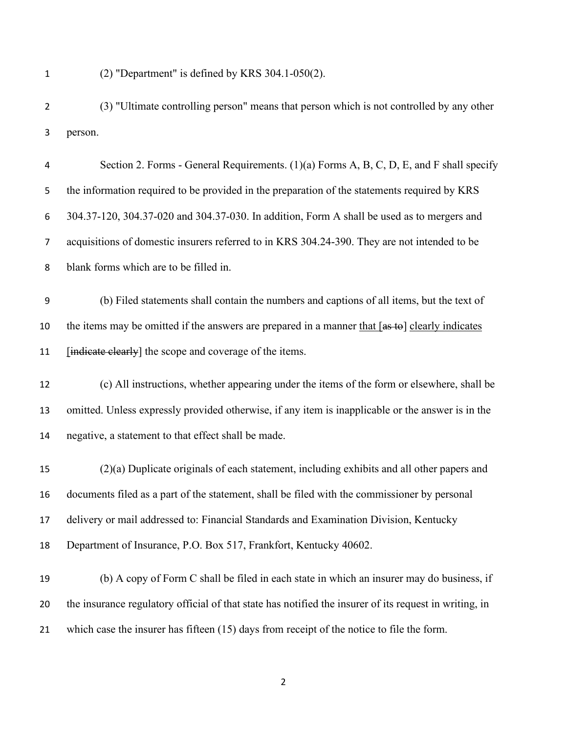(2) "Department" is defined by KRS 304.1-050(2).

(3) "Ultimate controlling person" means that person which is not controlled by any other person.

Section 2. Forms - General Requirements. (1)(a) Forms A, B, C, D, E, and F shall specify the information required to be provided in the preparation of the statements required by KRS 304.37-120, 304.37-020 and 304.37-030. In addition, Form A shall be used as to mergers and acquisitions of domestic insurers referred to in KRS 304.24-390. They are not intended to be blank forms which are to be filled in.

(b) Filed statements shall contain the numbers and captions of all items, but the text of the items may be omitted if the answers are prepared in a manner that [~~as to~~] clearly indicates [~~indicate clearly~~] the scope and coverage of the items.

(c) All instructions, whether appearing under the items of the form or elsewhere, shall be omitted. Unless expressly provided otherwise, if any item is inapplicable or the answer is in the negative, a statement to that effect shall be made.

(2)(a) Duplicate originals of each statement, including exhibits and all other papers and documents filed as a part of the statement, shall be filed with the commissioner by personal delivery or mail addressed to: Financial Standards and Examination Division, Kentucky Department of Insurance, P.O. Box 517, Frankfort, Kentucky 40602.

(b) A copy of Form C shall be filed in each state in which an insurer may do business, if the insurance regulatory official of that state has notified the insurer of its request in writing, in which case the insurer has fifteen (15) days from receipt of the notice to file the form.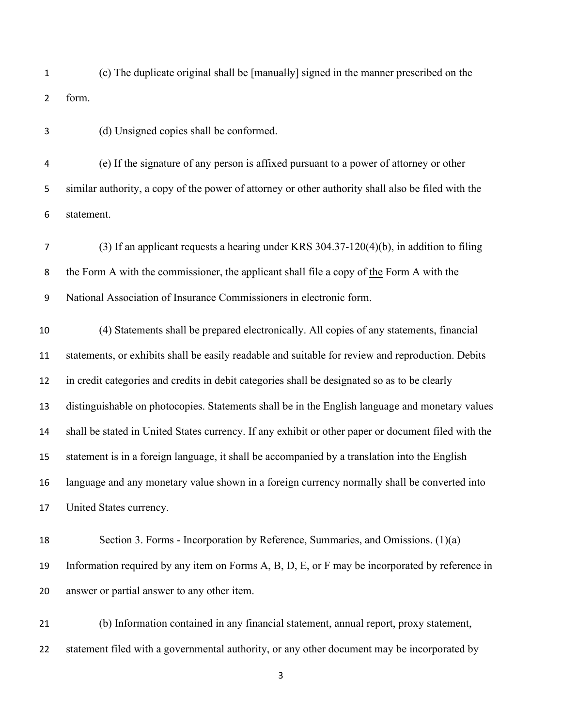(c) The duplicate original shall be [~~manually~~] signed in the manner prescribed on the form.

(d) Unsigned copies shall be conformed.

(e) If the signature of any person is affixed pursuant to a power of attorney or other similar authority, a copy of the power of attorney or other authority shall also be filed with the statement.

(3) If an applicant requests a hearing under KRS 304.37-120(4)(b), in addition to filing the Form A with the commissioner, the applicant shall file a copy of <u>the</u> Form A with the National Association of Insurance Commissioners in electronic form.

(4) Statements shall be prepared electronically. All copies of any statements, financial statements, or exhibits shall be easily readable and suitable for review and reproduction. Debits in credit categories and credits in debit categories shall be designated so as to be clearly distinguishable on photocopies. Statements shall be in the English language and monetary values shall be stated in United States currency. If any exhibit or other paper or document filed with the statement is in a foreign language, it shall be accompanied by a translation into the English language and any monetary value shown in a foreign currency normally shall be converted into United States currency.

Section 3. Forms - Incorporation by Reference, Summaries, and Omissions. (1)(a) Information required by any item on Forms A, B, D, E, or F may be incorporated by reference in answer or partial answer to any other item.

(b) Information contained in any financial statement, annual report, proxy statement, statement filed with a governmental authority, or any other document may be incorporated by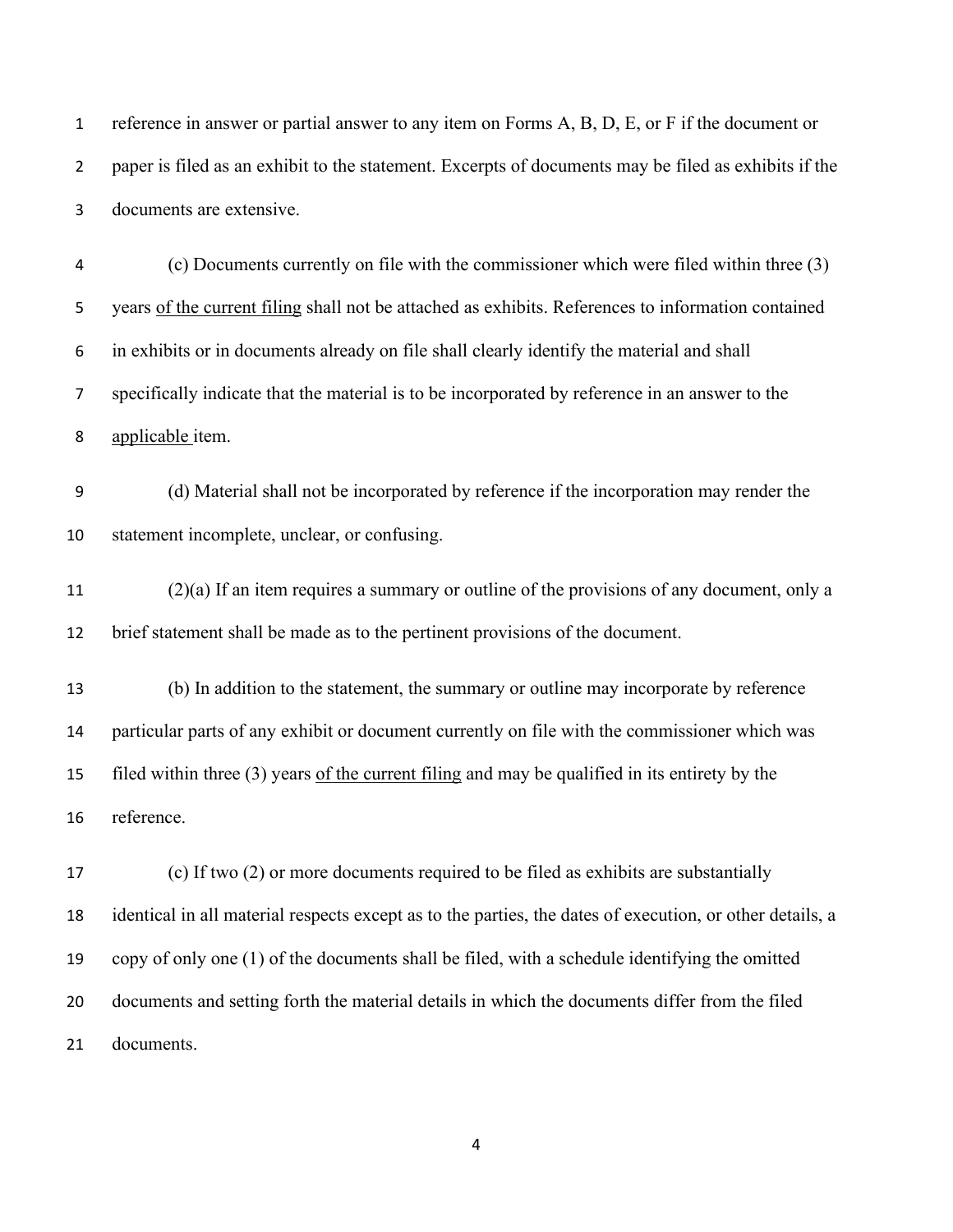reference in answer or partial answer to any item on Forms A, B, D, E, or F if the document or paper is filed as an exhibit to the statement. Excerpts of documents may be filed as exhibits if the documents are extensive.

(c) Documents currently on file with the commissioner which were filed within three (3) years <u>of the current filing</u> shall not be attached as exhibits. References to information contained in exhibits or in documents already on file shall clearly identify the material and shall specifically indicate that the material is to be incorporated by reference in an answer to the <u>applicable</u> item.

(d) Material shall not be incorporated by reference if the incorporation may render the statement incomplete, unclear, or confusing.

(2)(a) If an item requires a summary or outline of the provisions of any document, only a brief statement shall be made as to the pertinent provisions of the document.

(b) In addition to the statement, the summary or outline may incorporate by reference particular parts of any exhibit or document currently on file with the commissioner which was filed within three (3) years <u>of the current filing</u> and may be qualified in its entirety by the reference.

(c) If two (2) or more documents required to be filed as exhibits are substantially identical in all material respects except as to the parties, the dates of execution, or other details, a copy of only one (1) of the documents shall be filed, with a schedule identifying the omitted documents and setting forth the material details in which the documents differ from the filed documents.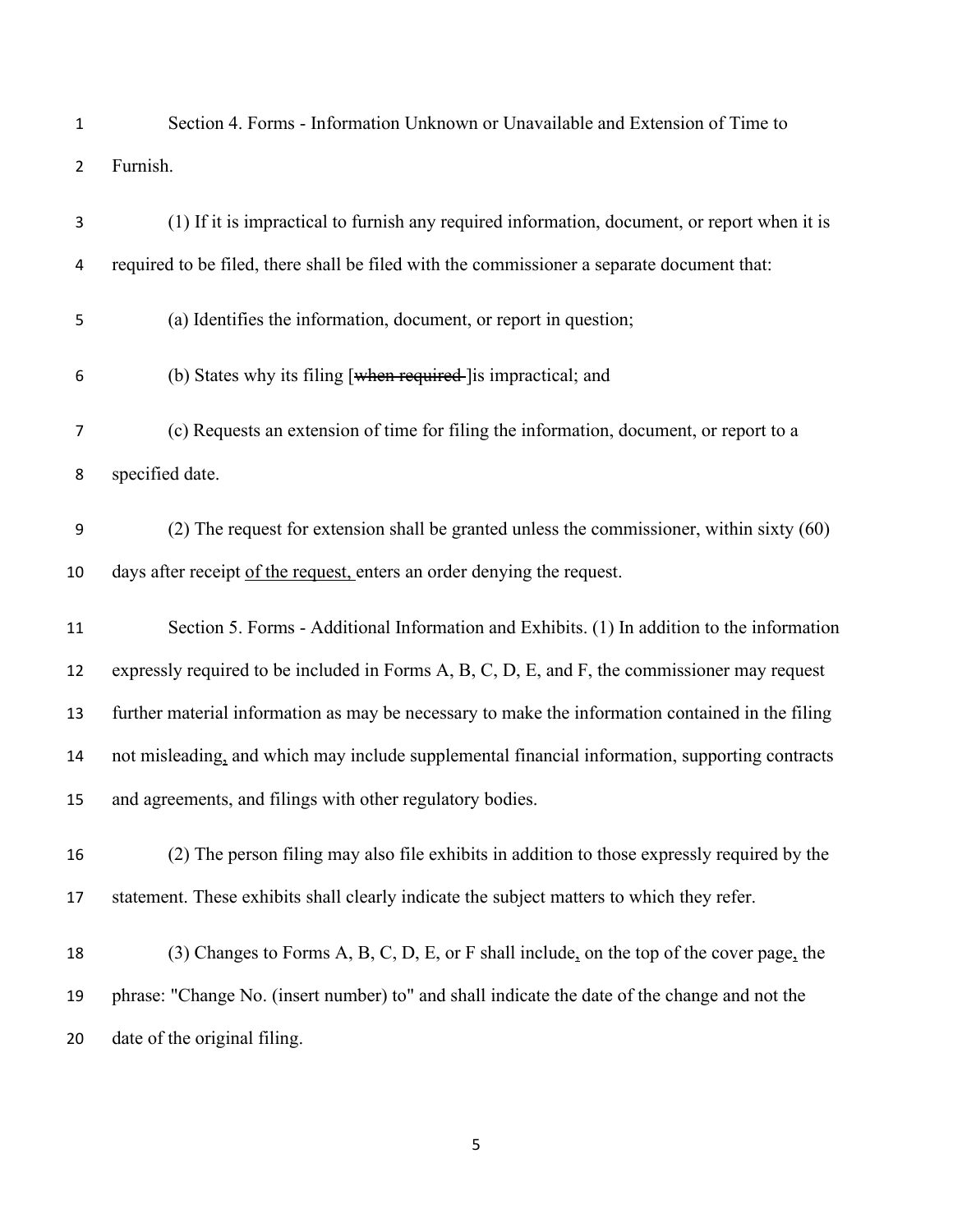Section 4. Forms - Information Unknown or Unavailable and Extension of Time to Furnish.

(1) If it is impractical to furnish any required information, document, or report when it is required to be filed, there shall be filed with the commissioner a separate document that:

(a) Identifies the information, document, or report in question;

(b) States why its filing [~~when required~~ ]is impractical; and

(c) Requests an extension of time for filing the information, document, or report to a specified date.

(2) The request for extension shall be granted unless the commissioner, within sixty (60) days after receipt <u>of the request,</u> enters an order denying the request.

Section 5. Forms - Additional Information and Exhibits. (1) In addition to the information expressly required to be included in Forms A, B, C, D, E, and F, the commissioner may request further material information as may be necessary to make the information contained in the filing not misleading<u>,</u> and which may include supplemental financial information, supporting contracts and agreements, and filings with other regulatory bodies.

(2) The person filing may also file exhibits in addition to those expressly required by the statement. These exhibits shall clearly indicate the subject matters to which they refer.

(3) Changes to Forms A, B, C, D, E, or F shall include<u>,</u> on the top of the cover page<u>,</u> the phrase: "Change No. (insert number) to" and shall indicate the date of the change and not the date of the original filing.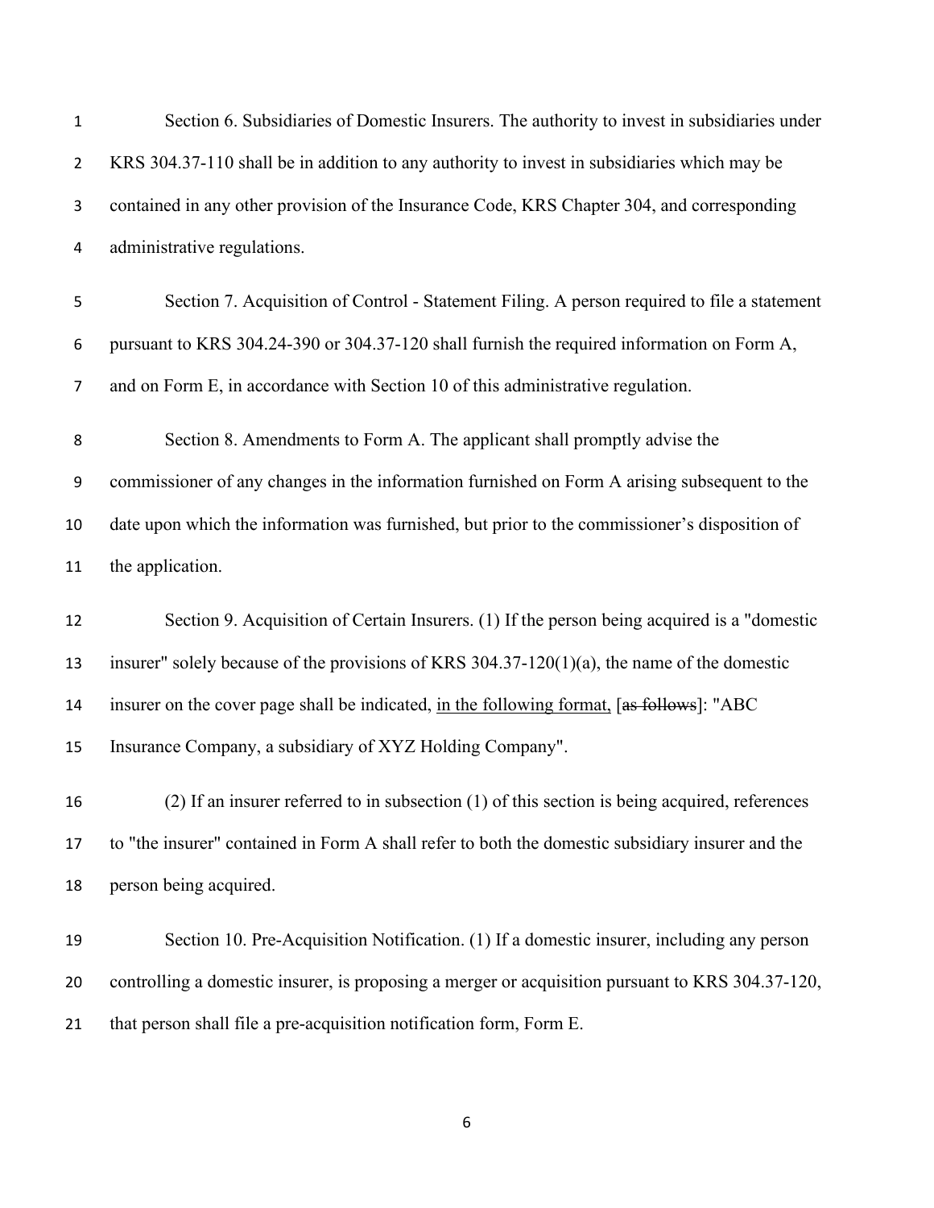Section 6. Subsidiaries of Domestic Insurers. The authority to invest in subsidiaries under KRS 304.37-110 shall be in addition to any authority to invest in subsidiaries which may be contained in any other provision of the Insurance Code, KRS Chapter 304, and corresponding administrative regulations.

Section 7. Acquisition of Control - Statement Filing. A person required to file a statement pursuant to KRS 304.24-390 or 304.37-120 shall furnish the required information on Form A, and on Form E, in accordance with Section 10 of this administrative regulation.

Section 8. Amendments to Form A. The applicant shall promptly advise the commissioner of any changes in the information furnished on Form A arising subsequent to the date upon which the information was furnished, but prior to the commissioner's disposition of the application.

Section 9. Acquisition of Certain Insurers. (1) If the person being acquired is a "domestic insurer" solely because of the provisions of KRS 304.37-120(1)(a), the name of the domestic insurer on the cover page shall be indicated, <u>in the following format,</u> [~~as follows~~]: "ABC Insurance Company, a subsidiary of XYZ Holding Company".

(2) If an insurer referred to in subsection (1) of this section is being acquired, references to "the insurer" contained in Form A shall refer to both the domestic subsidiary insurer and the person being acquired.

Section 10. Pre-Acquisition Notification. (1) If a domestic insurer, including any person controlling a domestic insurer, is proposing a merger or acquisition pursuant to KRS 304.37-120, that person shall file a pre-acquisition notification form, Form E.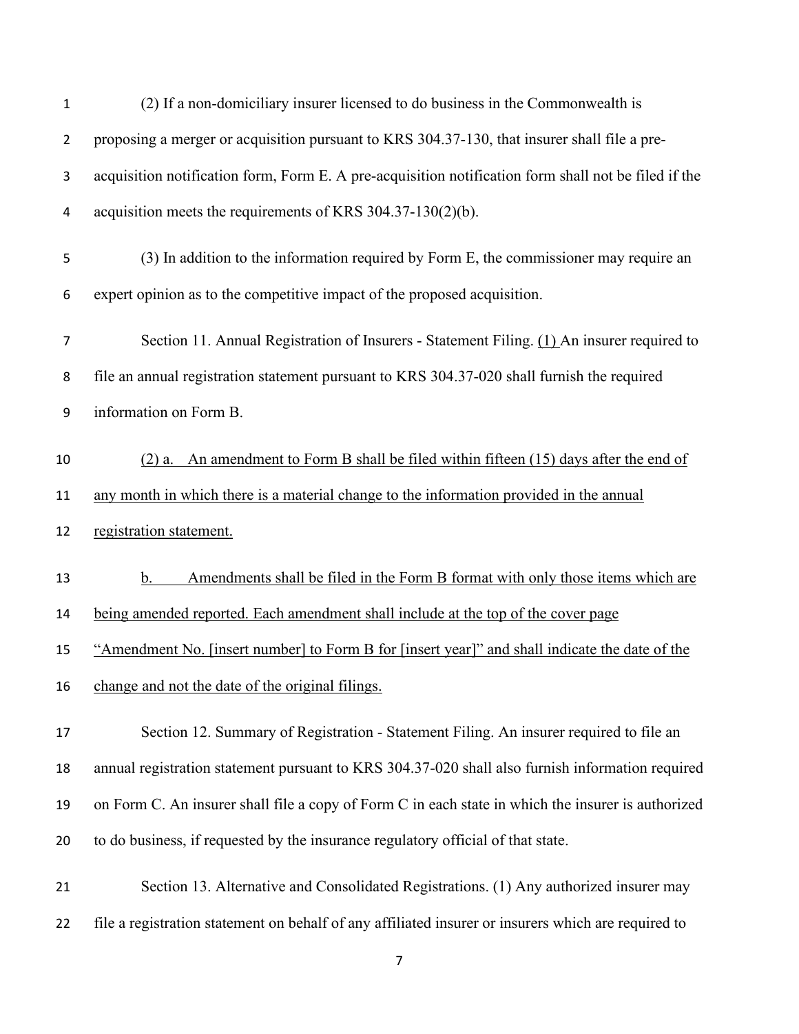(2) If a non-domiciliary insurer licensed to do business in the Commonwealth is proposing a merger or acquisition pursuant to KRS 304.37-130, that insurer shall file a pre-acquisition notification form, Form E. A pre-acquisition notification form shall not be filed if the acquisition meets the requirements of KRS 304.37-130(2)(b).

(3) In addition to the information required by Form E, the commissioner may require an expert opinion as to the competitive impact of the proposed acquisition.

Section 11. Annual Registration of Insurers - Statement Filing. <u>(1)</u> An insurer required to file an annual registration statement pursuant to KRS 304.37-020 shall furnish the required information on Form B.

<u>(2) a. An amendment to Form B shall be filed within fifteen (15) days after the end of any month in which there is a material change to the information provided in the annual registration statement.</u>

<u>b. Amendments shall be filed in the Form B format with only those items which are being amended reported. Each amendment shall include at the top of the cover page "Amendment No. [insert number] to Form B for [insert year]" and shall indicate the date of the change and not the date of the original filings.</u>

Section 12. Summary of Registration - Statement Filing. An insurer required to file an annual registration statement pursuant to KRS 304.37-020 shall also furnish information required on Form C. An insurer shall file a copy of Form C in each state in which the insurer is authorized to do business, if requested by the insurance regulatory official of that state.

Section 13. Alternative and Consolidated Registrations. (1) Any authorized insurer may file a registration statement on behalf of any affiliated insurer or insurers which are required to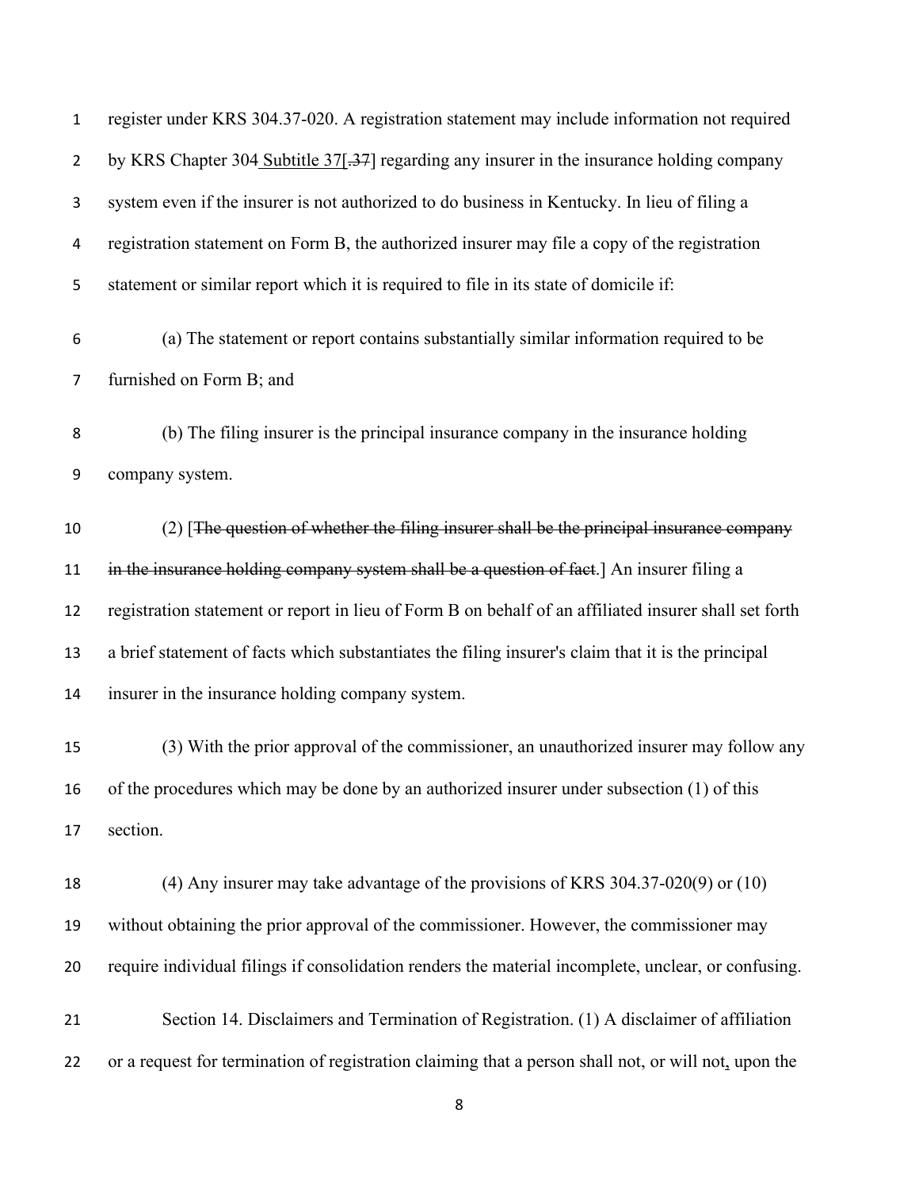register under KRS 304.37-020. A registration statement may include information not required by KRS Chapter 304 Subtitle 37[.37] regarding any insurer in the insurance holding company system even if the insurer is not authorized to do business in Kentucky. In lieu of filing a registration statement on Form B, the authorized insurer may file a copy of the registration statement or similar report which it is required to file in its state of domicile if:

(a) The statement or report contains substantially similar information required to be furnished on Form B; and

(b) The filing insurer is the principal insurance company in the insurance holding company system.

(2) [~~The question of whether the filing insurer shall be the principal insurance company in the insurance holding company system shall be a question of fact~~.] An insurer filing a registration statement or report in lieu of Form B on behalf of an affiliated insurer shall set forth a brief statement of facts which substantiates the filing insurer's claim that it is the principal insurer in the insurance holding company system.

(3) With the prior approval of the commissioner, an unauthorized insurer may follow any of the procedures which may be done by an authorized insurer under subsection (1) of this section.

(4) Any insurer may take advantage of the provisions of KRS 304.37-020(9) or (10) without obtaining the prior approval of the commissioner. However, the commissioner may require individual filings if consolidation renders the material incomplete, unclear, or confusing.

Section 14. Disclaimers and Termination of Registration. (1) A disclaimer of affiliation or a request for termination of registration claiming that a person shall not, or will not, upon the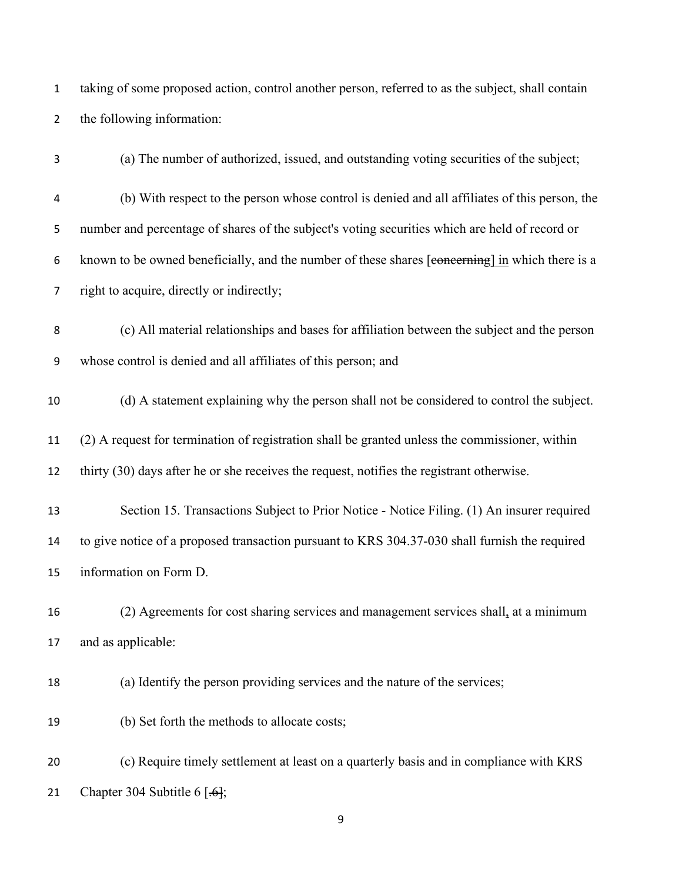taking of some proposed action, control another person, referred to as the subject, shall contain the following information:

(a) The number of authorized, issued, and outstanding voting securities of the subject;

(b) With respect to the person whose control is denied and all affiliates of this person, the number and percentage of shares of the subject's voting securities which are held of record or known to be owned beneficially, and the number of these shares [~~concerning~~] <u>in</u> which there is a right to acquire, directly or indirectly;

(c) All material relationships and bases for affiliation between the subject and the person whose control is denied and all affiliates of this person; and

(d) A statement explaining why the person shall not be considered to control the subject.

(2) A request for termination of registration shall be granted unless the commissioner, within thirty (30) days after he or she receives the request, notifies the registrant otherwise.

Section 15. Transactions Subject to Prior Notice - Notice Filing. (1) An insurer required to give notice of a proposed transaction pursuant to KRS 304.37-030 shall furnish the required information on Form D.

(2) Agreements for cost sharing services and management services shall<u>,</u> at a minimum and as applicable:

(a) Identify the person providing services and the nature of the services;

(b) Set forth the methods to allocate costs;

(c) Require timely settlement at least on a quarterly basis and in compliance with KRS Chapter 304 Subtitle 6 [~~.6~~];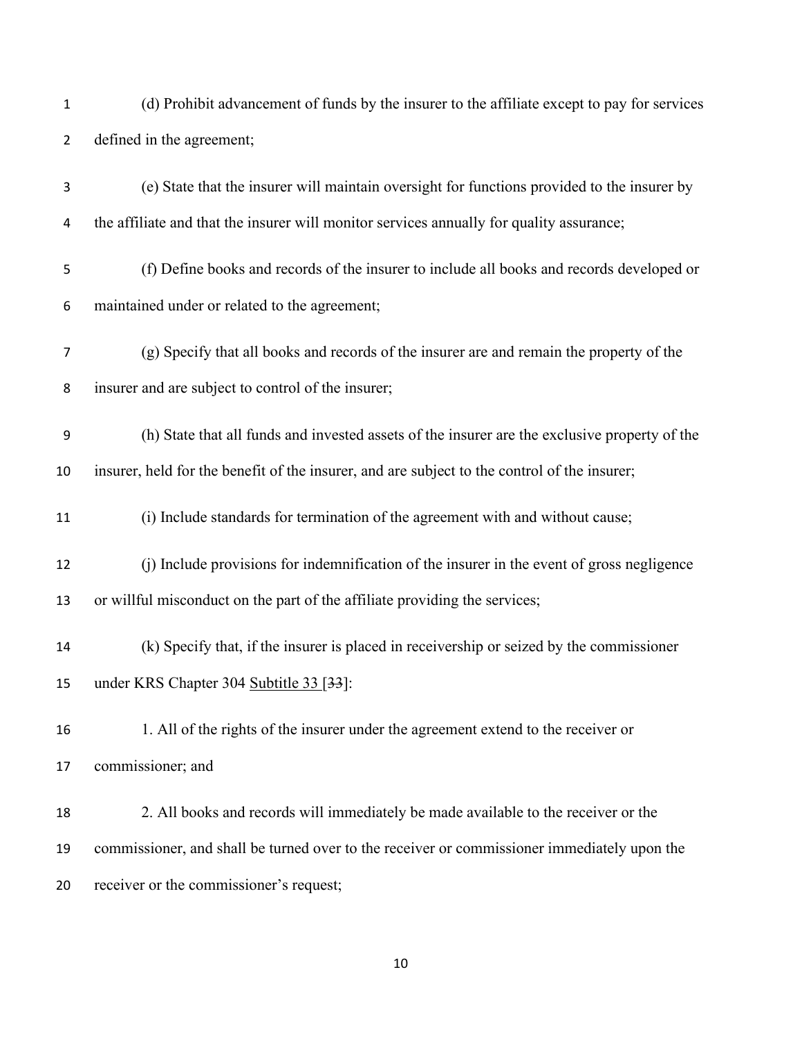(d) Prohibit advancement of funds by the insurer to the affiliate except to pay for services defined in the agreement;

(e) State that the insurer will maintain oversight for functions provided to the insurer by the affiliate and that the insurer will monitor services annually for quality assurance;

(f) Define books and records of the insurer to include all books and records developed or maintained under or related to the agreement;

(g) Specify that all books and records of the insurer are and remain the property of the insurer and are subject to control of the insurer;

(h) State that all funds and invested assets of the insurer are the exclusive property of the insurer, held for the benefit of the insurer, and are subject to the control of the insurer;

(i) Include standards for termination of the agreement with and without cause;

(j) Include provisions for indemnification of the insurer in the event of gross negligence or willful misconduct on the part of the affiliate providing the services;

(k) Specify that, if the insurer is placed in receivership or seized by the commissioner under KRS Chapter 304 <u>Subtitle 33</u> [~~33~~]:

1. All of the rights of the insurer under the agreement extend to the receiver or commissioner; and

2. All books and records will immediately be made available to the receiver or the commissioner, and shall be turned over to the receiver or commissioner immediately upon the receiver or the commissioner's request;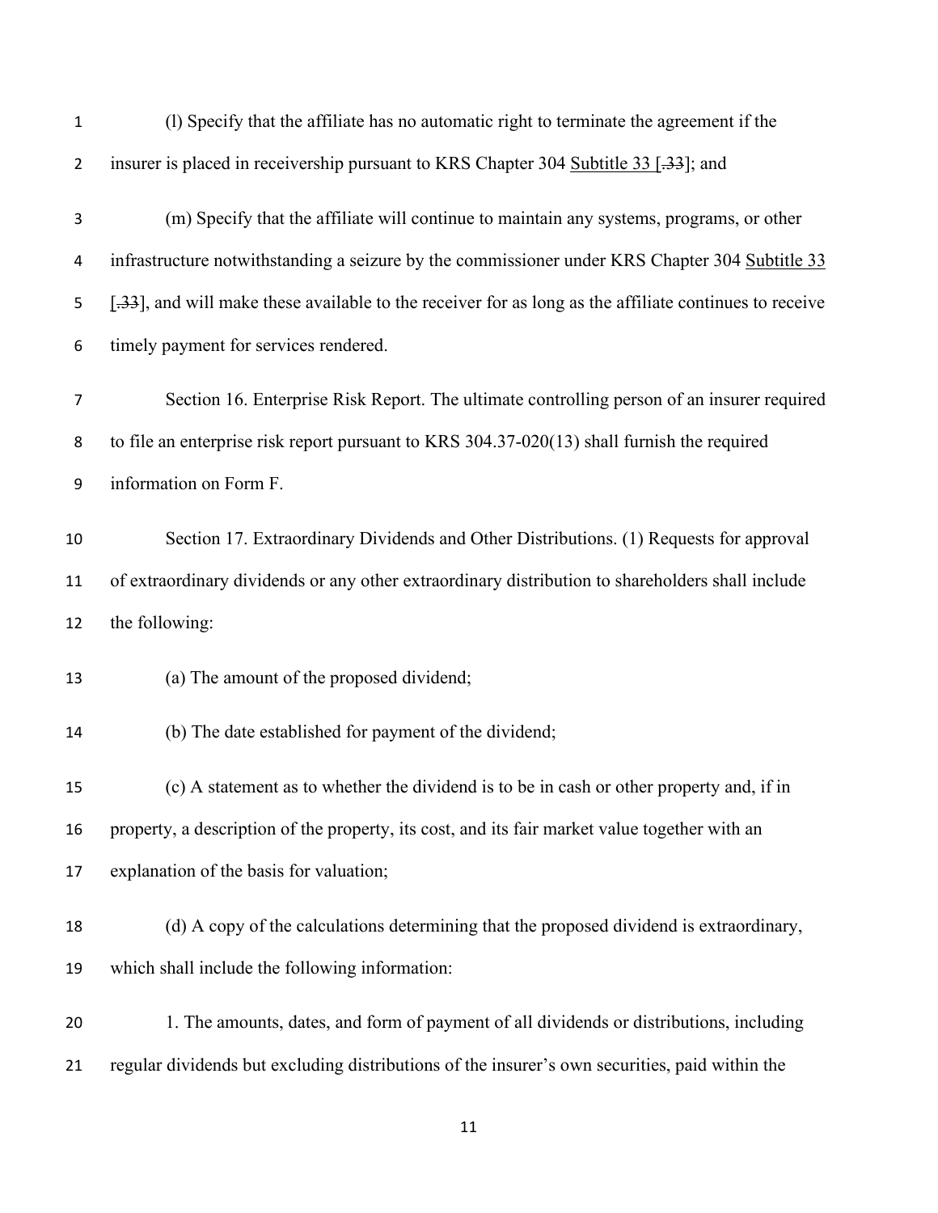(l) Specify that the affiliate has no automatic right to terminate the agreement if the insurer is placed in receivership pursuant to KRS Chapter 304 Subtitle 33 [.33]; and

(m) Specify that the affiliate will continue to maintain any systems, programs, or other infrastructure notwithstanding a seizure by the commissioner under KRS Chapter 304 Subtitle 33 [.33], and will make these available to the receiver for as long as the affiliate continues to receive timely payment for services rendered.

Section 16. Enterprise Risk Report. The ultimate controlling person of an insurer required to file an enterprise risk report pursuant to KRS 304.37-020(13) shall furnish the required information on Form F.

Section 17. Extraordinary Dividends and Other Distributions. (1) Requests for approval of extraordinary dividends or any other extraordinary distribution to shareholders shall include the following:

(a) The amount of the proposed dividend;

(b) The date established for payment of the dividend;

(c) A statement as to whether the dividend is to be in cash or other property and, if in property, a description of the property, its cost, and its fair market value together with an explanation of the basis for valuation;

(d) A copy of the calculations determining that the proposed dividend is extraordinary, which shall include the following information:

1. The amounts, dates, and form of payment of all dividends or distributions, including regular dividends but excluding distributions of the insurer's own securities, paid within the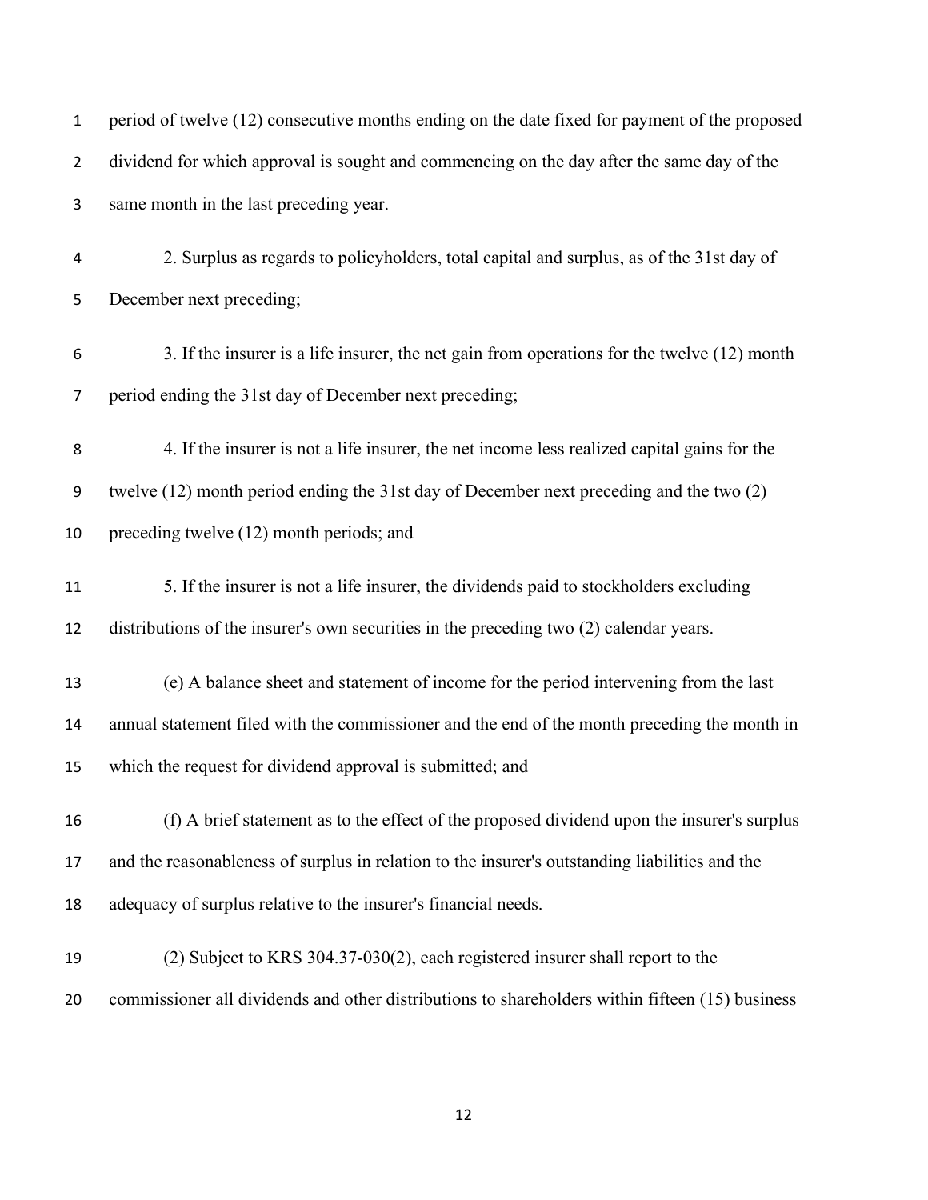period of twelve (12) consecutive months ending on the date fixed for payment of the proposed dividend for which approval is sought and commencing on the day after the same day of the same month in the last preceding year.

2. Surplus as regards to policyholders, total capital and surplus, as of the 31st day of December next preceding;

3. If the insurer is a life insurer, the net gain from operations for the twelve (12) month period ending the 31st day of December next preceding;

4. If the insurer is not a life insurer, the net income less realized capital gains for the twelve (12) month period ending the 31st day of December next preceding and the two (2) preceding twelve (12) month periods; and

5. If the insurer is not a life insurer, the dividends paid to stockholders excluding distributions of the insurer's own securities in the preceding two (2) calendar years.

(e) A balance sheet and statement of income for the period intervening from the last annual statement filed with the commissioner and the end of the month preceding the month in which the request for dividend approval is submitted; and

(f) A brief statement as to the effect of the proposed dividend upon the insurer's surplus and the reasonableness of surplus in relation to the insurer's outstanding liabilities and the adequacy of surplus relative to the insurer's financial needs.

(2) Subject to KRS 304.37-030(2), each registered insurer shall report to the commissioner all dividends and other distributions to shareholders within fifteen (15) business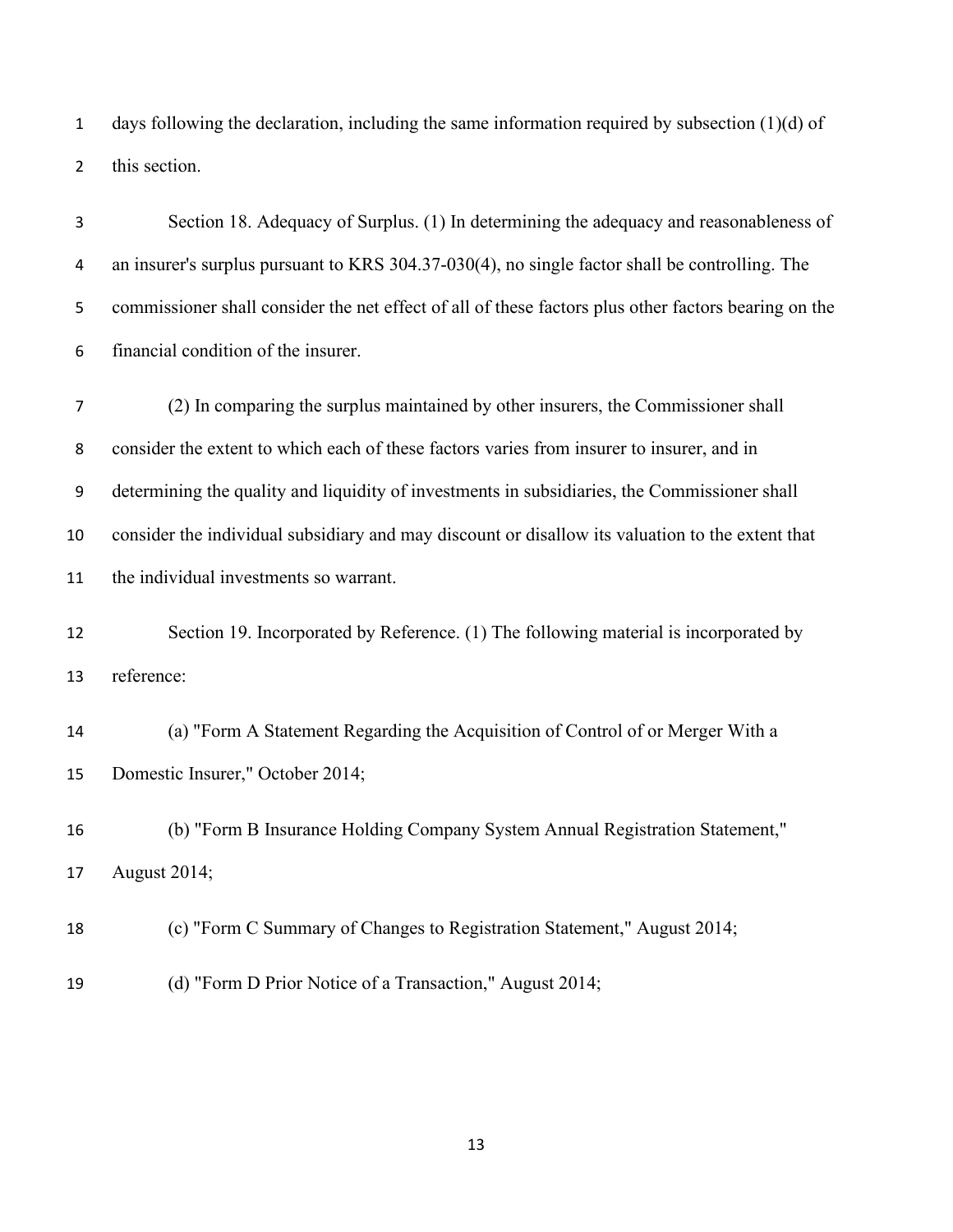days following the declaration, including the same information required by subsection (1)(d) of this section.

Section 18. Adequacy of Surplus. (1) In determining the adequacy and reasonableness of an insurer's surplus pursuant to KRS 304.37-030(4), no single factor shall be controlling. The commissioner shall consider the net effect of all of these factors plus other factors bearing on the financial condition of the insurer.

(2) In comparing the surplus maintained by other insurers, the Commissioner shall consider the extent to which each of these factors varies from insurer to insurer, and in determining the quality and liquidity of investments in subsidiaries, the Commissioner shall consider the individual subsidiary and may discount or disallow its valuation to the extent that the individual investments so warrant.

Section 19. Incorporated by Reference. (1) The following material is incorporated by reference:

(a) "Form A Statement Regarding the Acquisition of Control of or Merger With a Domestic Insurer," October 2014;

(b) "Form B Insurance Holding Company System Annual Registration Statement," August 2014;

(c) "Form C Summary of Changes to Registration Statement," August 2014;

(d) "Form D Prior Notice of a Transaction," August 2014;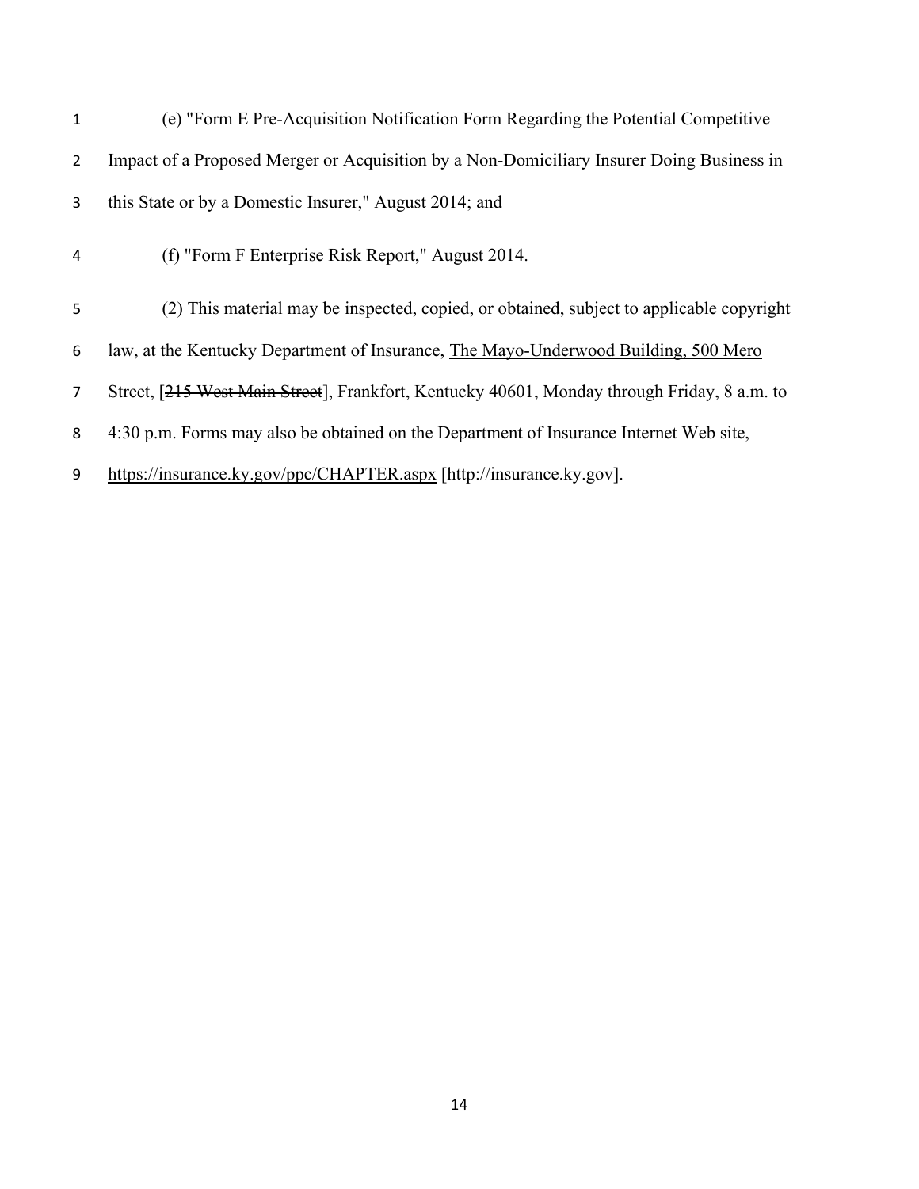(e) "Form E Pre-Acquisition Notification Form Regarding the Potential Competitive Impact of a Proposed Merger or Acquisition by a Non-Domiciliary Insurer Doing Business in this State or by a Domestic Insurer," August 2014; and

(f) "Form F Enterprise Risk Report," August 2014.

(2) This material may be inspected, copied, or obtained, subject to applicable copyright law, at the Kentucky Department of Insurance, <u>The Mayo-Underwood Building, 500 Mero Street,</u> [~~215 West Main Street~~], Frankfort, Kentucky 40601, Monday through Friday, 8 a.m. to 4:30 p.m. Forms may also be obtained on the Department of Insurance Internet Web site, <u>https://insurance.ky.gov/ppc/CHAPTER.aspx</u> [~~http://insurance.ky.gov~~].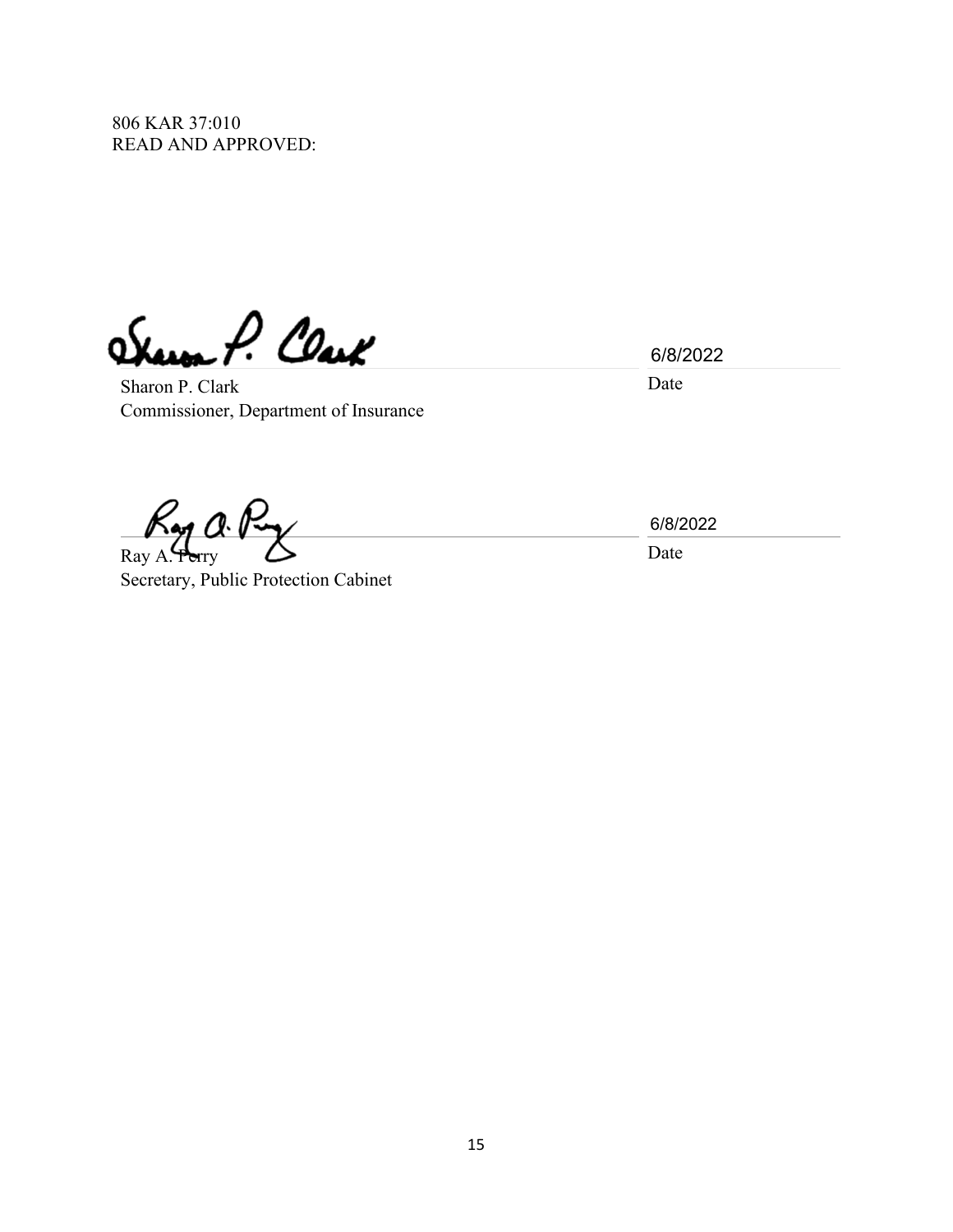806 KAR 37:010
READ AND APPROVED:

Sharon P. Clark
Commissioner, Department of Insurance

6/8/2022
Date

Ray A. Perry
Secretary, Public Protection Cabinet

6/8/2022
Date